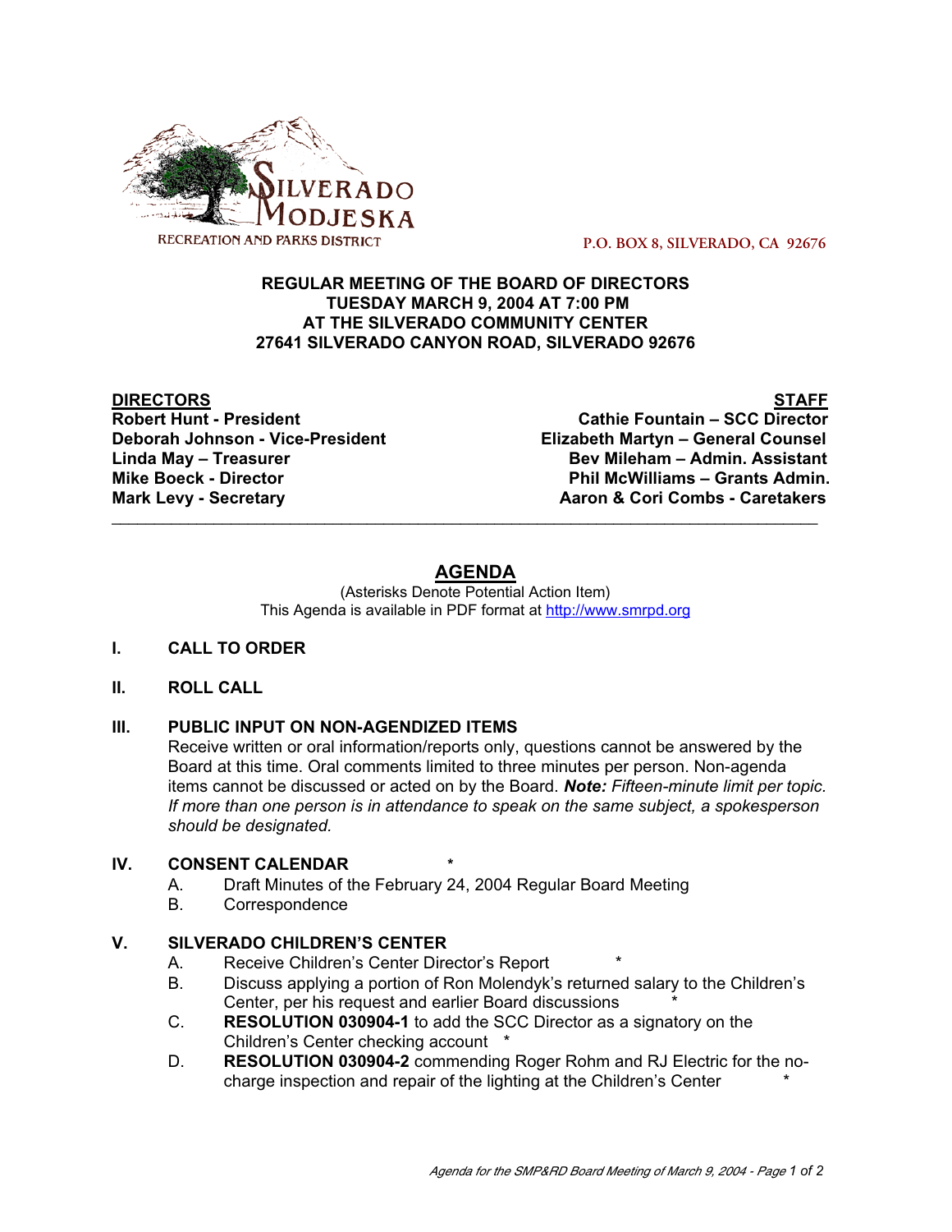SILVERADO MODJESKA
RECREATION AND PARKS DISTRICT

P.O. BOX 8, SILVERADO, CA 92676

**REGULAR MEETING OF THE BOARD OF DIRECTORS**
**TUESDAY MARCH 9, 2004 AT 7:00 PM**
**AT THE SILVERADO COMMUNITY CENTER**
**27641 SILVERADO CANYON ROAD, SILVERADO 92676**

| DIRECTORS | STAFF |
|---|---|
| Robert Hunt - President | Cathie Fountain – SCC Director |
| Deborah Johnson - Vice-President | Elizabeth Martyn – General Counsel |
| Linda May – Treasurer | Bev Mileham – Admin. Assistant |
| Mike Boeck - Director | Phil McWilliams – Grants Admin. |
| Mark Levy - Secretary | Aaron & Cori Combs - Caretakers |

# AGENDA

(Asterisks Denote Potential Action Item)
This Agenda is available in PDF format at http://www.smrpd.org

**I. CALL TO ORDER**

**II. ROLL CALL**

**III. PUBLIC INPUT ON NON-AGENDIZED ITEMS**

Receive written or oral information/reports only, questions cannot be answered by the Board at this time. Oral comments limited to three minutes per person. Non-agenda items cannot be discussed or acted on by the Board. ***Note:*** *Fifteen-minute limit per topic. If more than one person is in attendance to speak on the same subject, a spokesperson should be designated.*

**IV. CONSENT CALENDAR** *

A. Draft Minutes of the February 24, 2004 Regular Board Meeting
B. Correspondence

**V. SILVERADO CHILDREN'S CENTER**

A. Receive Children's Center Director's Report *
B. Discuss applying a portion of Ron Molendyk's returned salary to the Children's Center, per his request and earlier Board discussions *
C. **RESOLUTION 030904-1** to add the SCC Director as a signatory on the Children's Center checking account *
D. **RESOLUTION 030904-2** commending Roger Rohm and RJ Electric for the no-charge inspection and repair of the lighting at the Children's Center *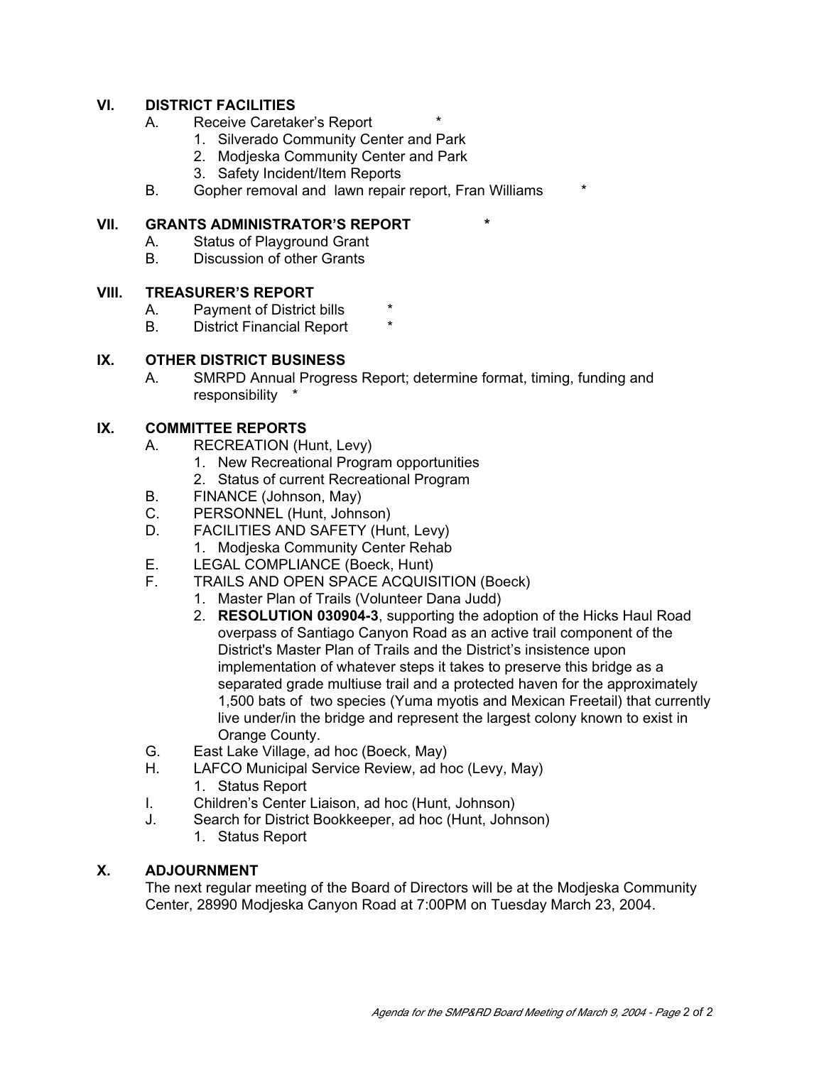## VI. DISTRICT FACILITIES

A. Receive Caretaker's Report *
   1. Silverado Community Center and Park
   2. Modjeska Community Center and Park
   3. Safety Incident/Item Reports

B. Gopher removal and lawn repair report, Fran Williams *

## VII. GRANTS ADMINISTRATOR'S REPORT *

A. Status of Playground Grant

B. Discussion of other Grants

## VIII. TREASURER'S REPORT

A. Payment of District bills *

B. District Financial Report *

## IX. OTHER DISTRICT BUSINESS

A. SMRPD Annual Progress Report; determine format, timing, funding and responsibility *

## IX. COMMITTEE REPORTS

A. RECREATION (Hunt, Levy)
   1. New Recreational Program opportunities
   2. Status of current Recreational Program

B. FINANCE (Johnson, May)

C. PERSONNEL (Hunt, Johnson)

D. FACILITIES AND SAFETY (Hunt, Levy)
   1. Modjeska Community Center Rehab

E. LEGAL COMPLIANCE (Boeck, Hunt)

F. TRAILS AND OPEN SPACE ACQUISITION (Boeck)
   1. Master Plan of Trails (Volunteer Dana Judd)
   2. **RESOLUTION 030904-3**, supporting the adoption of the Hicks Haul Road overpass of Santiago Canyon Road as an active trail component of the District's Master Plan of Trails and the District's insistence upon implementation of whatever steps it takes to preserve this bridge as a separated grade multiuse trail and a protected haven for the approximately 1,500 bats of two species (Yuma myotis and Mexican Freetail) that currently live under/in the bridge and represent the largest colony known to exist in Orange County.

G. East Lake Village, ad hoc (Boeck, May)

H. LAFCO Municipal Service Review, ad hoc (Levy, May)
   1. Status Report

I. Children's Center Liaison, ad hoc (Hunt, Johnson)

J. Search for District Bookkeeper, ad hoc (Hunt, Johnson)
   1. Status Report

## X. ADJOURNMENT

The next regular meeting of the Board of Directors will be at the Modjeska Community Center, 28990 Modjeska Canyon Road at 7:00PM on Tuesday March 23, 2004.